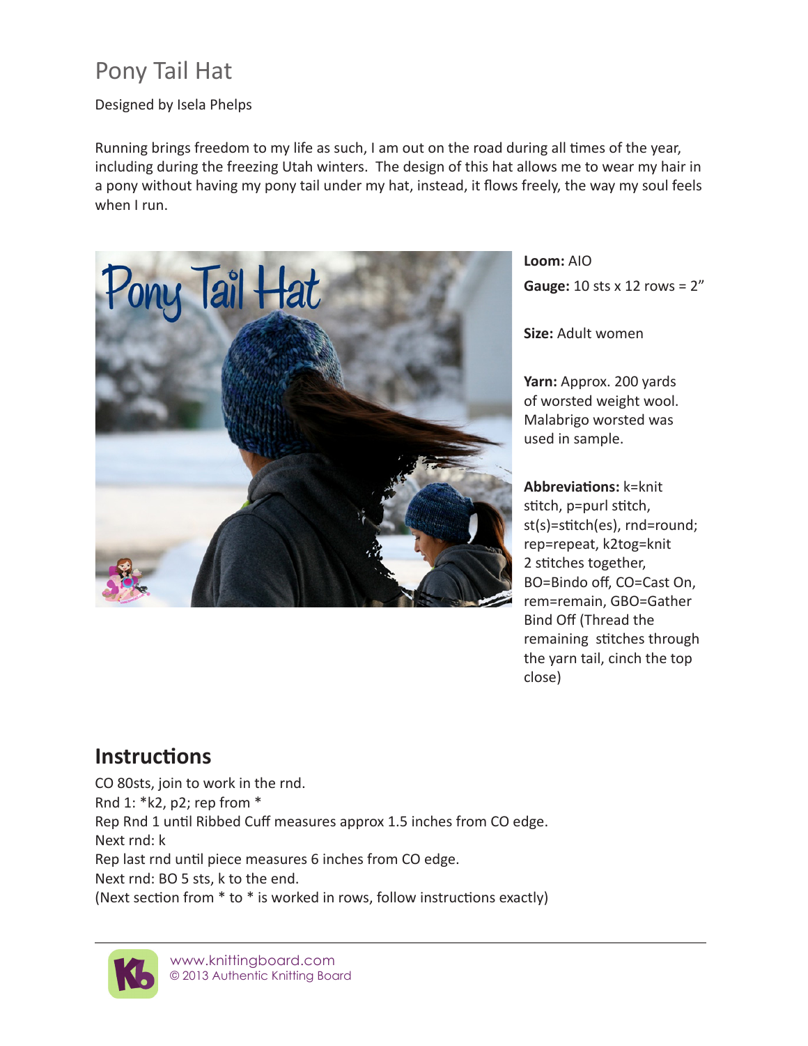# Pony Tail Hat

Designed by Isela Phelps

Running brings freedom to my life as such, I am out on the road during all times of the year, including during the freezing Utah winters. The design of this hat allows me to wear my hair in a pony without having my pony tail under my hat, instead, it flows freely, the way my soul feels when I run.

**Loom:** AIO

**Gauge:** 10 sts x 12 rows = 2"

**Size:** Adult women

**Yarn:** Approx. 200 yards of worsted weight wool. Malabrigo worsted was used in sample.

**Abbreviations:** k=knit stitch, p=purl stitch, st(s)=stitch(es), rnd=round; rep=repeat, k2tog=knit 2 stitches together, BO=Bindo off, CO=Cast On, rem=remain, GBO=Gather Bind Off (Thread the remaining stitches through the yarn tail, cinch the top close)

## Instructions

CO 80sts, join to work in the rnd.
Rnd 1: *k2, p2; rep from *
Rep Rnd 1 until Ribbed Cuff measures approx 1.5 inches from CO edge.
Next rnd: k
Rep last rnd until piece measures 6 inches from CO edge.
Next rnd: BO 5 sts, k to the end.
(Next section from * to * is worked in rows, follow instructions exactly)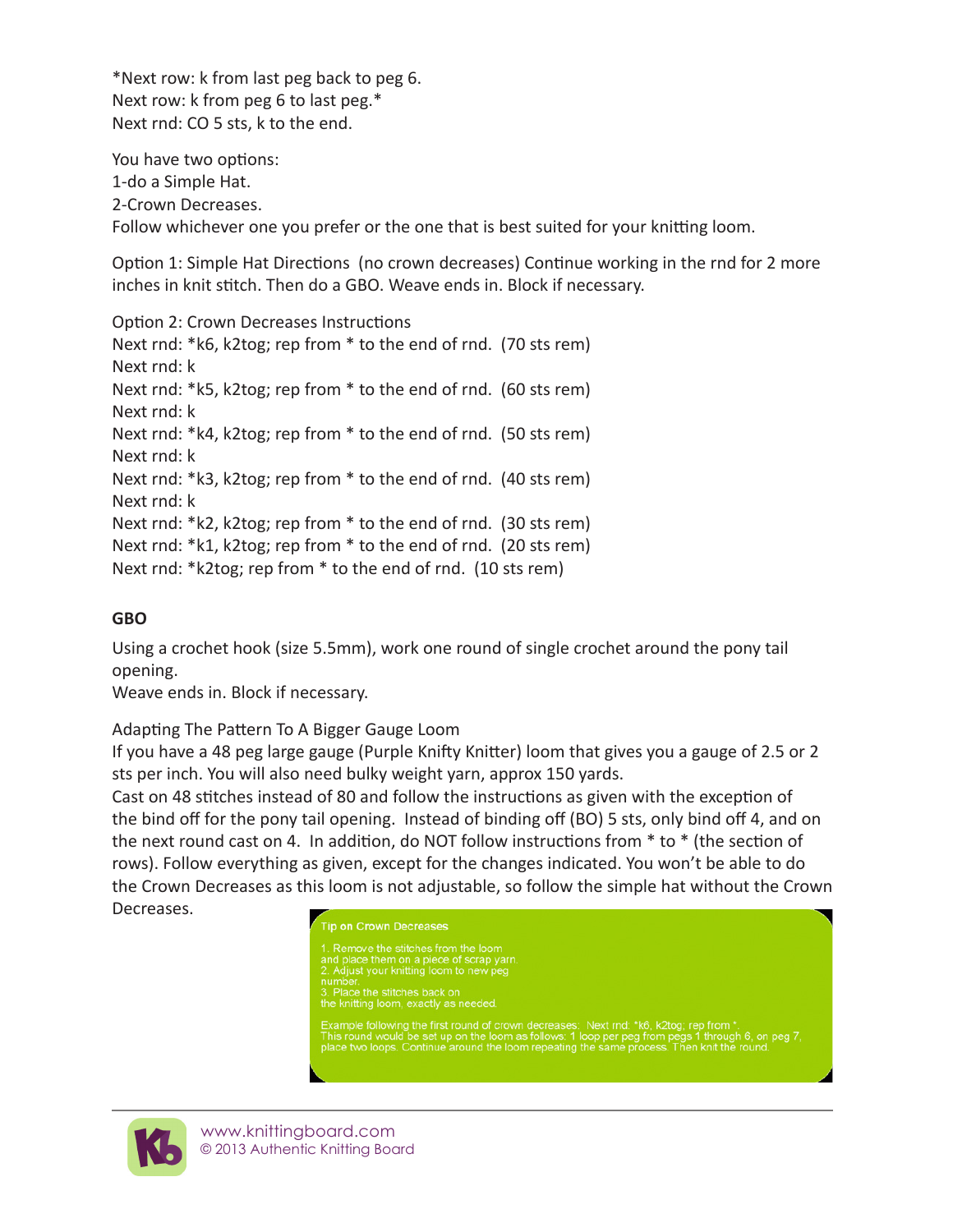*Next row: k from last peg back to peg 6.
Next row: k from peg 6 to last peg.*
Next rnd: CO 5 sts, k to the end.

You have two options:
1-do a Simple Hat.
2-Crown Decreases.
Follow whichever one you prefer or the one that is best suited for your knitting loom.

Option 1: Simple Hat Directions (no crown decreases) Continue working in the rnd for 2 more inches in knit stitch. Then do a GBO. Weave ends in. Block if necessary.

Option 2: Crown Decreases Instructions
Next rnd: *k6, k2tog; rep from * to the end of rnd. (70 sts rem)
Next rnd: k
Next rnd: *k5, k2tog; rep from * to the end of rnd. (60 sts rem)
Next rnd: k
Next rnd: *k4, k2tog; rep from * to the end of rnd. (50 sts rem)
Next rnd: k
Next rnd: *k3, k2tog; rep from * to the end of rnd. (40 sts rem)
Next rnd: k
Next rnd: *k2, k2tog; rep from * to the end of rnd. (30 sts rem)
Next rnd: *k1, k2tog; rep from * to the end of rnd. (20 sts rem)
Next rnd: *k2tog; rep from * to the end of rnd. (10 sts rem)

**GBO**

Using a crochet hook (size 5.5mm), work one round of single crochet around the pony tail opening.
Weave ends in. Block if necessary.

Adapting The Pattern To A Bigger Gauge Loom
If you have a 48 peg large gauge (Purple Knifty Knitter) loom that gives you a gauge of 2.5 or 2 sts per inch. You will also need bulky weight yarn, approx 150 yards.
Cast on 48 stitches instead of 80 and follow the instructions as given with the exception of the bind off for the pony tail opening. Instead of binding off (BO) 5 sts, only bind off 4, and on the next round cast on 4. In addition, do NOT follow instructions from * to * (the section of rows). Follow everything as given, except for the changes indicated. You won't be able to do the Crown Decreases as this loom is not adjustable, so follow the simple hat without the Crown Decreases.

**Tip on Crown Decreases**

1. Remove the stitches from the loom and place them on a piece of scrap yarn.
2. Adjust your knitting loom to new peg number.
3. Place the stitches back on the knitting loom, exactly as needed.

Example following the first round of crown decreases: Next rnd: *k6, k2tog; rep from *.
This round would be set up on the loom as follows: 1 loop per peg from pegs 1 through 6, on peg 7, place two loops. Continue around the loom repeating the same process. Then knit the round.

www.knittingboard.com
© 2013 Authentic Knitting Board